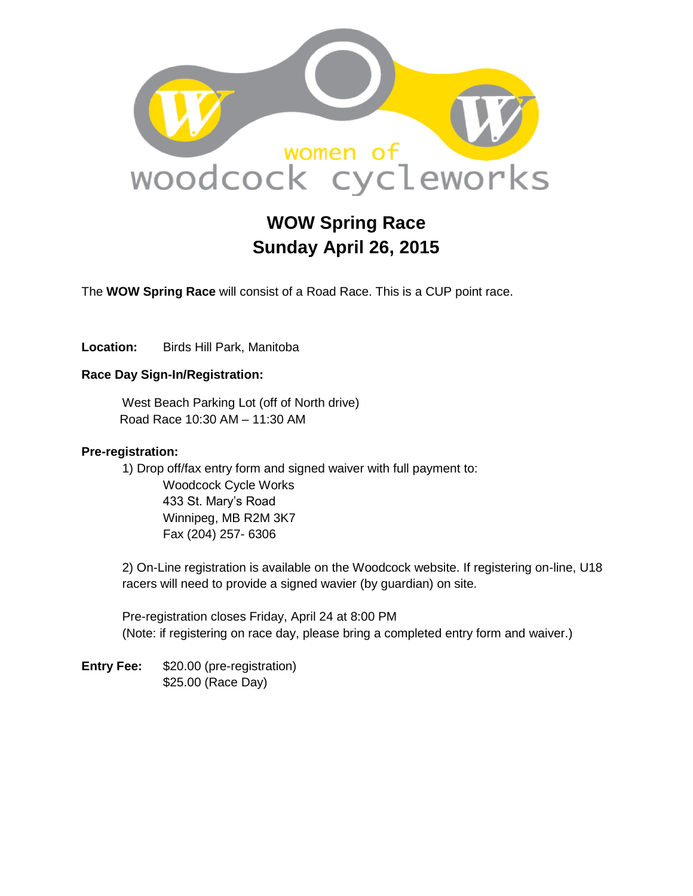women of
woodcock cycleworks

# WOW Spring Race
# Sunday April 26, 2015

The **WOW Spring Race** will consist of a Road Race. This is a CUP point race.

**Location:** Birds Hill Park, Manitoba

**Race Day Sign-In/Registration:**

West Beach Parking Lot (off of North drive)
Road Race 10:30 AM – 11:30 AM

**Pre-registration:**

1) Drop off/fax entry form and signed waiver with full payment to:
Woodcock Cycle Works
433 St. Mary's Road
Winnipeg, MB R2M 3K7
Fax (204) 257- 6306

2) On-Line registration is available on the Woodcock website. If registering on-line, U18 racers will need to provide a signed wavier (by guardian) on site.

Pre-registration closes Friday, April 24 at 8:00 PM
(Note: if registering on race day, please bring a completed entry form and waiver.)

**Entry Fee:** $20.00 (pre-registration)
$25.00 (Race Day)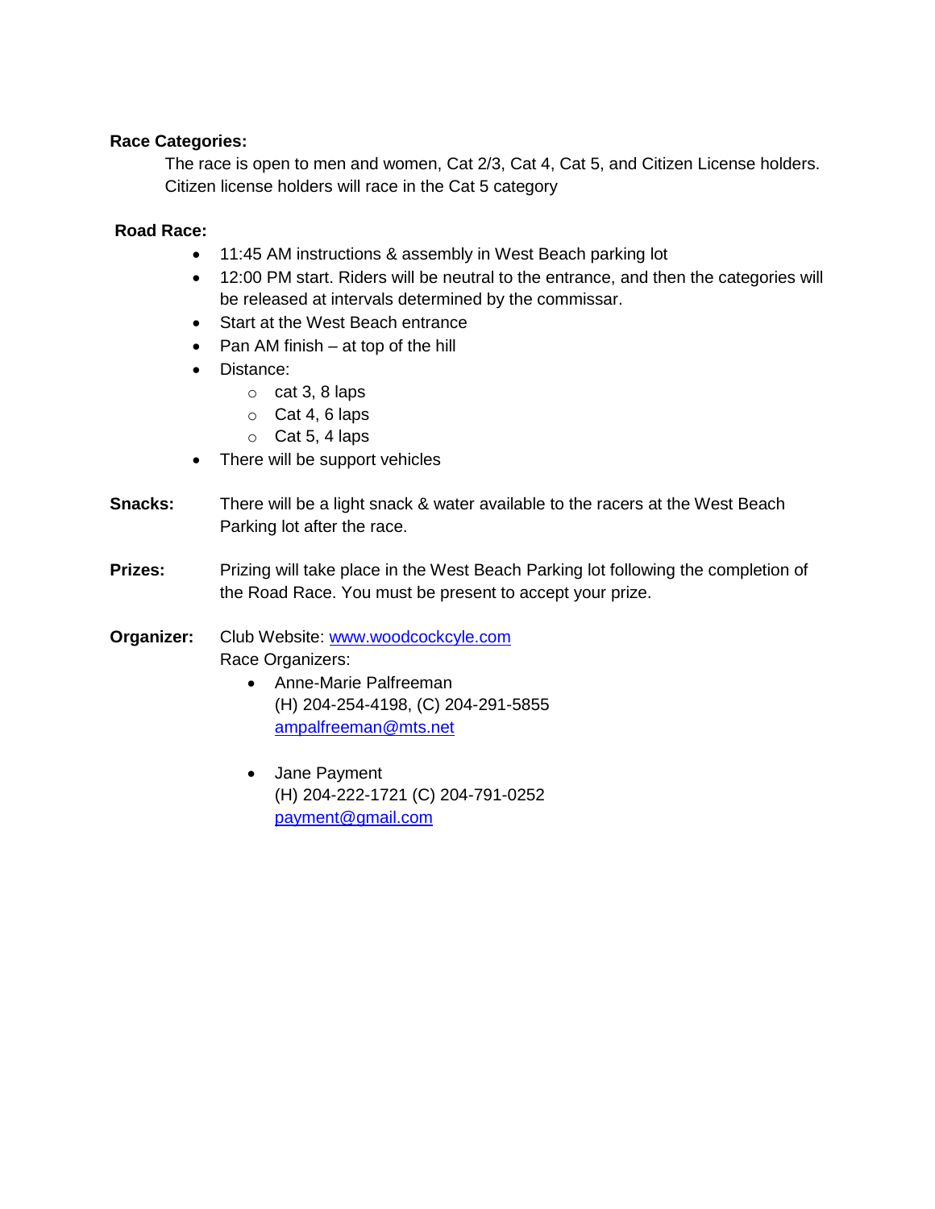**Race Categories:**

The race is open to men and women, Cat 2/3, Cat 4, Cat 5, and Citizen License holders. Citizen license holders will race in the Cat 5 category

**Road Race:**

- 11:45 AM instructions & assembly in West Beach parking lot
- 12:00 PM start. Riders will be neutral to the entrance, and then the categories will be released at intervals determined by the commissar.
- Start at the West Beach entrance
- Pan AM finish – at top of the hill
- Distance:
  - cat 3, 8 laps
  - Cat 4, 6 laps
  - Cat 5, 4 laps
- There will be support vehicles

**Snacks:** There will be a light snack & water available to the racers at the West Beach Parking lot after the race.

**Prizes:** Prizing will take place in the West Beach Parking lot following the completion of the Road Race. You must be present to accept your prize.

**Organizer:** Club Website: [www.woodcockcyle.com](http://www.woodcockcyle.com)

Race Organizers:

- Anne-Marie Palfreeman
  (H) 204-254-4198, (C) 204-291-5855
  [ampalfreeman@mts.net](mailto:ampalfreeman@mts.net)

- Jane Payment
  (H) 204-222-1721 (C) 204-791-0252
  [payment@gmail.com](mailto:payment@gmail.com)